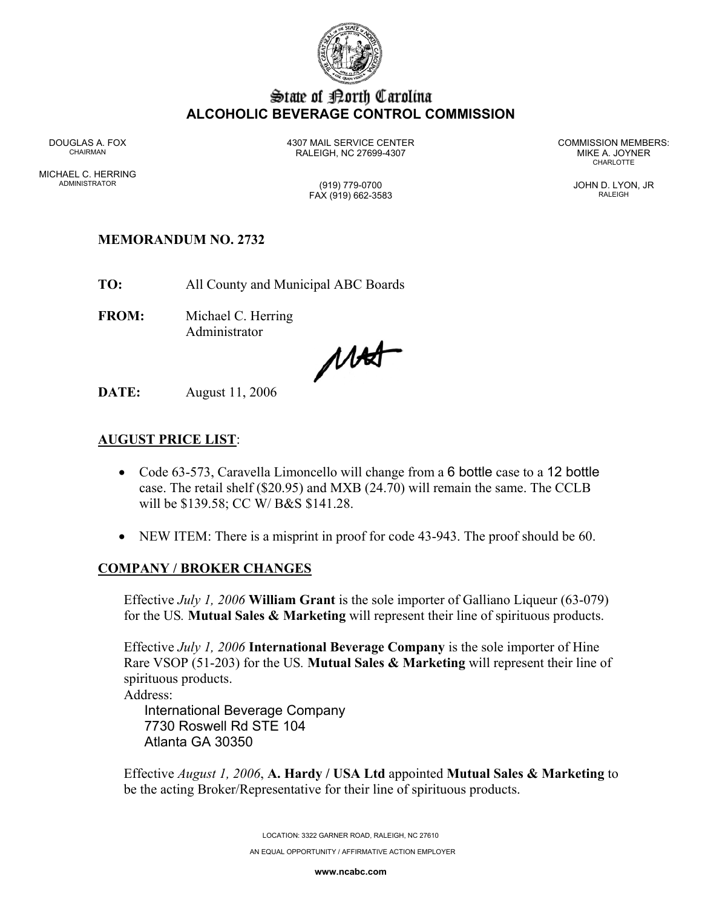# State of North Carolina
## ALCOHOLIC BEVERAGE CONTROL COMMISSION

DOUGLAS A. FOX
CHAIRMAN

MICHAEL C. HERRING
ADMINISTRATOR

4307 MAIL SERVICE CENTER
RALEIGH, NC 27699-4307

(919) 779-0700
FAX (919) 662-3583

COMMISSION MEMBERS:
MIKE A. JOYNER
CHARLOTTE

JOHN D. LYON, JR
RALEIGH

**MEMORANDUM NO. 2732**

**TO:** All County and Municipal ABC Boards

**FROM:** Michael C. Herring
Administrator

**DATE:** August 11, 2006

**AUGUST PRICE LIST**:

- Code 63-573, Caravella Limoncello will change from a 6 bottle case to a 12 bottle case. The retail shelf ($20.95) and MXB (24.70) will remain the same. The CCLB will be $139.58; CC W/ B&S $141.28.

- NEW ITEM: There is a misprint in proof for code 43-943. The proof should be 60.

**COMPANY / BROKER CHANGES**

Effective *July 1, 2006* **William Grant** is the sole importer of Galliano Liqueur (63-079) for the US. **Mutual Sales & Marketing** will represent their line of spirituous products.

Effective *July 1, 2006* **International Beverage Company** is the sole importer of Hine Rare VSOP (51-203) for the US. **Mutual Sales & Marketing** will represent their line of spirituous products.
Address:
International Beverage Company
7730 Roswell Rd STE 104
Atlanta GA 30350

Effective *August 1, 2006*, **A. Hardy / USA Ltd** appointed **Mutual Sales & Marketing** to be the acting Broker/Representative for their line of spirituous products.

LOCATION: 3322 GARNER ROAD, RALEIGH, NC 27610

AN EQUAL OPPORTUNITY / AFFIRMATIVE ACTION EMPLOYER

www.ncabc.com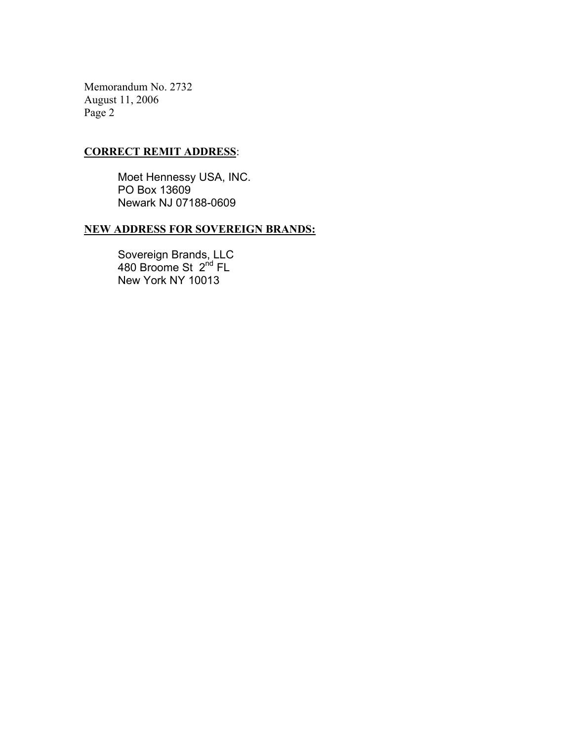Memorandum No. 2732
August 11, 2006
Page 2

**CORRECT REMIT ADDRESS**:

Moet Hennessy USA, INC.
PO Box 13609
Newark NJ 07188-0609

**NEW ADDRESS FOR SOVEREIGN BRANDS:**

Sovereign Brands, LLC
480 Broome St 2nd FL
New York NY 10013